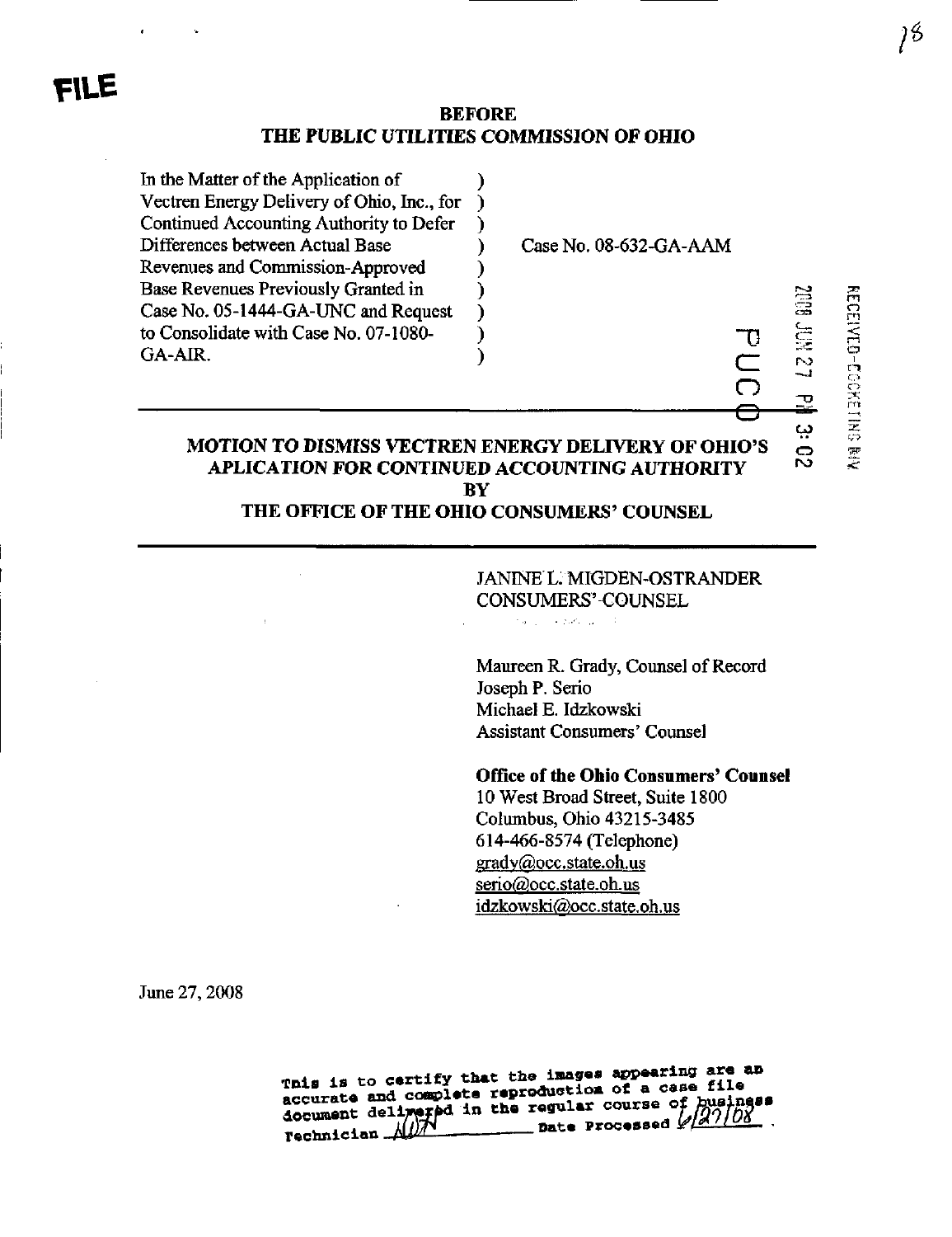FILE

**BEFORE**
**THE PUBLIC UTILITIES COMMISSION OF OHIO**

| | | |
|---|---|---|
| In the Matter of the Application of Vectren Energy Delivery of Ohio, Inc., for Continued Accounting Authority to Defer Differences between Actual Base Revenues and Commission-Approved Base Revenues Previously Granted in Case No. 05-1444-GA-UNC and Request to Consolidate with Case No. 07-1080-GA-AIR. | ) | Case No. 08-632-GA-AAM |

RECEIVED-DOCKETING DIV
2008 JUN 27 PM 3:02
PUCO

## MOTION TO DISMISS VECTREN ENERGY DELIVERY OF OHIO'S APLICATION FOR CONTINUED ACCOUNTING AUTHORITY BY THE OFFICE OF THE OHIO CONSUMERS' COUNSEL

JANINE L. MIGDEN-OSTRANDER
CONSUMERS' COUNSEL

Maureen R. Grady, Counsel of Record
Joseph P. Serio
Michael E. Idzkowski
Assistant Consumers' Counsel

**Office of the Ohio Consumers' Counsel**
10 West Broad Street, Suite 1800
Columbus, Ohio 43215-3485
614-466-8574 (Telephone)
grady@occ.state.oh.us
serio@occ.state.oh.us
idzkowski@occ.state.oh.us

June 27, 2008

This is to certify that the images appearing are an accurate and complete reproduction of a case file document delivered in the regular course of business Technician ____ Date Processed 6/27/08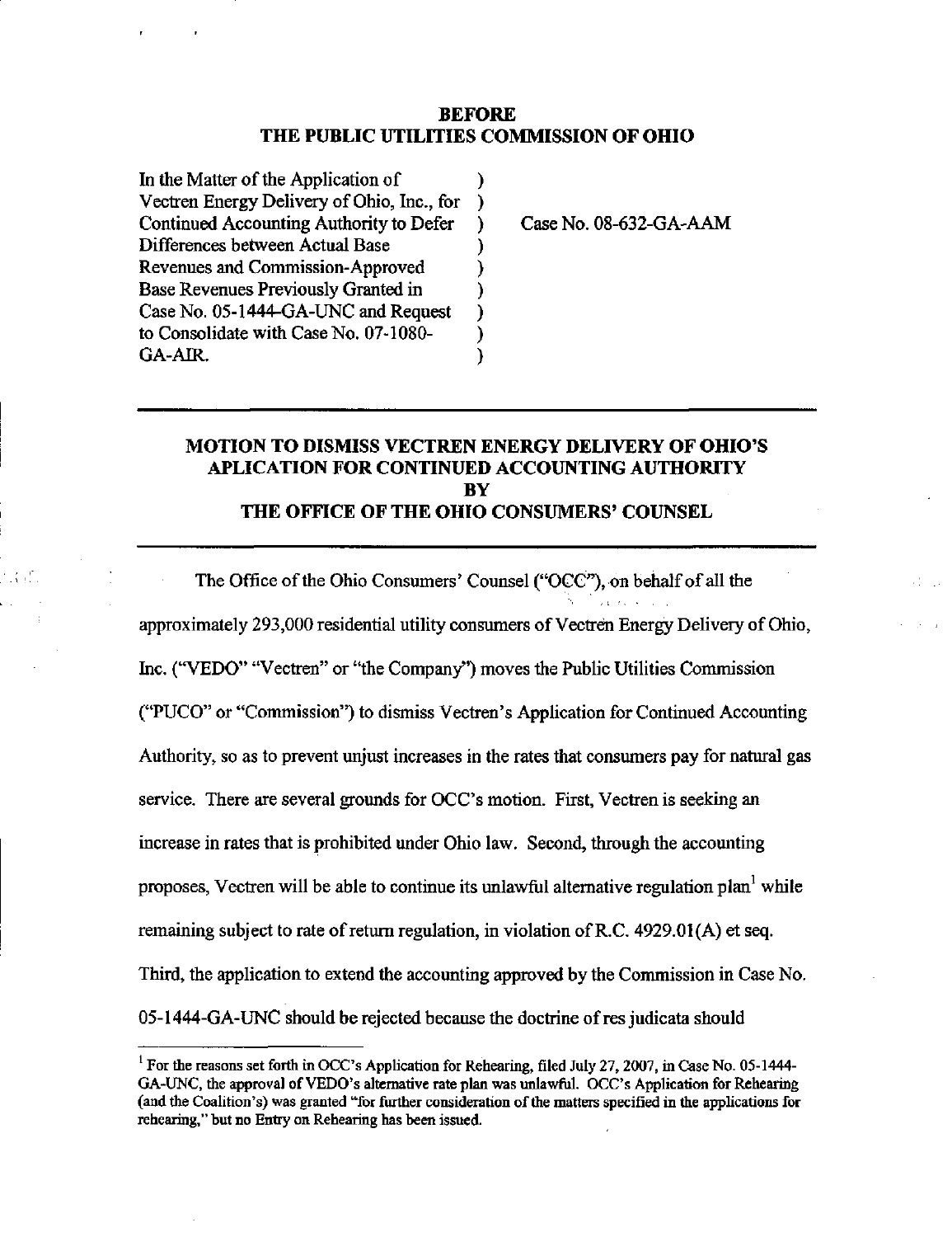# BEFORE THE PUBLIC UTILITIES COMMISSION OF OHIO

| | | |
|---|---|---|
| In the Matter of the Application of Vectren Energy Delivery of Ohio, Inc., for Continued Accounting Authority to Defer Differences between Actual Base Revenues and Commission-Approved Base Revenues Previously Granted in Case No. 05-1444-GA-UNC and Request to Consolidate with Case No. 07-1080-GA-AIR. | ) | Case No. 08-632-GA-AAM |

## MOTION TO DISMISS VECTREN ENERGY DELIVERY OF OHIO'S APLICATION FOR CONTINUED ACCOUNTING AUTHORITY BY THE OFFICE OF THE OHIO CONSUMERS' COUNSEL

The Office of the Ohio Consumers' Counsel ("OCC"), on behalf of all the approximately 293,000 residential utility consumers of Vectren Energy Delivery of Ohio, Inc. ("VEDO" "Vectren" or "the Company") moves the Public Utilities Commission ("PUCO" or "Commission") to dismiss Vectren's Application for Continued Accounting Authority, so as to prevent unjust increases in the rates that consumers pay for natural gas service. There are several grounds for OCC's motion. First, Vectren is seeking an increase in rates that is prohibited under Ohio law. Second, through the accounting proposes, Vectren will be able to continue its unlawful alternative regulation plan[1] while remaining subject to rate of return regulation, in violation of R.C. 4929.01(A) et seq. Third, the application to extend the accounting approved by the Commission in Case No. 05-1444-GA-UNC should be rejected because the doctrine of res judicata should

[1] For the reasons set forth in OCC's Application for Rehearing, filed July 27, 2007, in Case No. 05-1444-GA-UNC, the approval of VEDO's alternative rate plan was unlawful. OCC's Application for Rehearing (and the Coalition's) was granted "for further consideration of the matters specified in the applications for rehearing," but no Entry on Rehearing has been issued.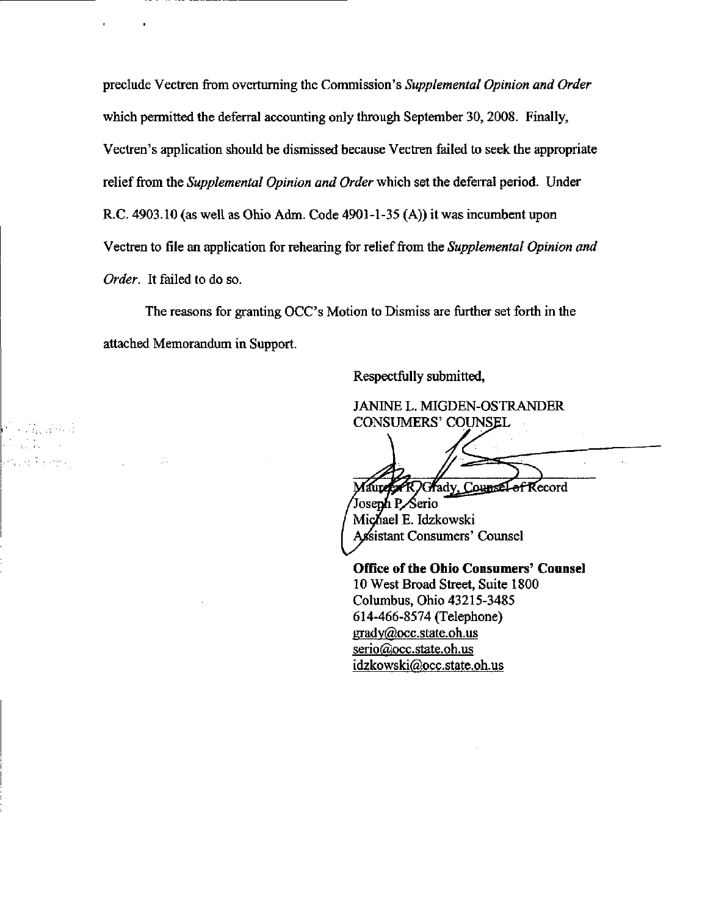preclude Vectren from overturning the Commission's *Supplemental Opinion and Order* which permitted the deferral accounting only through September 30, 2008. Finally, Vectren's application should be dismissed because Vectren failed to seek the appropriate relief from the *Supplemental Opinion and Order* which set the deferral period. Under R.C. 4903.10 (as well as Ohio Adm. Code 4901-1-35 (A)) it was incumbent upon Vectren to file an application for rehearing for relief from the *Supplemental Opinion and Order*. It failed to do so.

The reasons for granting OCC's Motion to Dismiss are further set forth in the attached Memorandum in Support.

Respectfully submitted,

JANINE L. MIGDEN-OSTRANDER
CONSUMERS' COUNSEL

Maureen R. Grady, Counsel of Record
Joseph P. Serio
Michael E. Idzkowski
Assistant Consumers' Counsel

**Office of the Ohio Consumers' Counsel**
10 West Broad Street, Suite 1800
Columbus, Ohio 43215-3485
614-466-8574 (Telephone)
grady@occ.state.oh.us
serio@occ.state.oh.us
idzkowski@occ.state.oh.us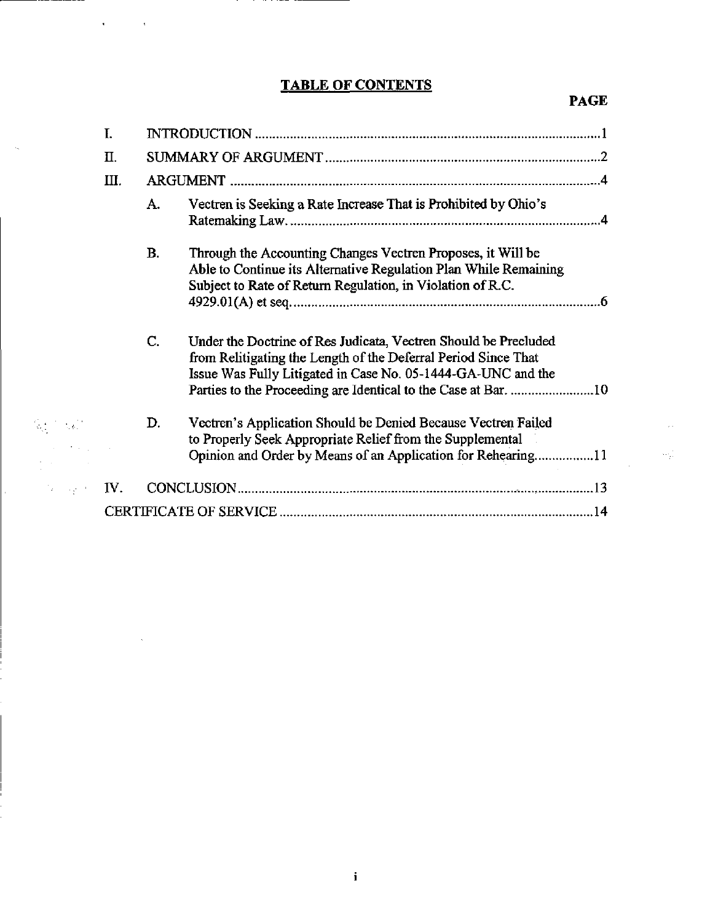# TABLE OF CONTENTS

| | | | PAGE |
|---|---|---|---|
| I. | INTRODUCTION | | 1 |
| II. | SUMMARY OF ARGUMENT | | 2 |
| III. | ARGUMENT | | 4 |
| | A. | Vectren is Seeking a Rate Increase That is Prohibited by Ohio's Ratemaking Law. | 4 |
| | B. | Through the Accounting Changes Vectren Proposes, it Will be Able to Continue its Alternative Regulation Plan While Remaining Subject to Rate of Return Regulation, in Violation of R.C. 4929.01(A) et seq. | 6 |
| | C. | Under the Doctrine of Res Judicata, Vectren Should be Precluded from Relitigating the Length of the Deferral Period Since That Issue Was Fully Litigated in Case No. 05-1444-GA-UNC and the Parties to the Proceeding are Identical to the Case at Bar. | 10 |
| | D. | Vectren's Application Should be Denied Because Vectren Failed to Properly Seek Appropriate Relief from the Supplemental Opinion and Order by Means of an Application for Rehearing | 11 |
| IV. | CONCLUSION | | 13 |
| CERTIFICATE OF SERVICE | | | 14 |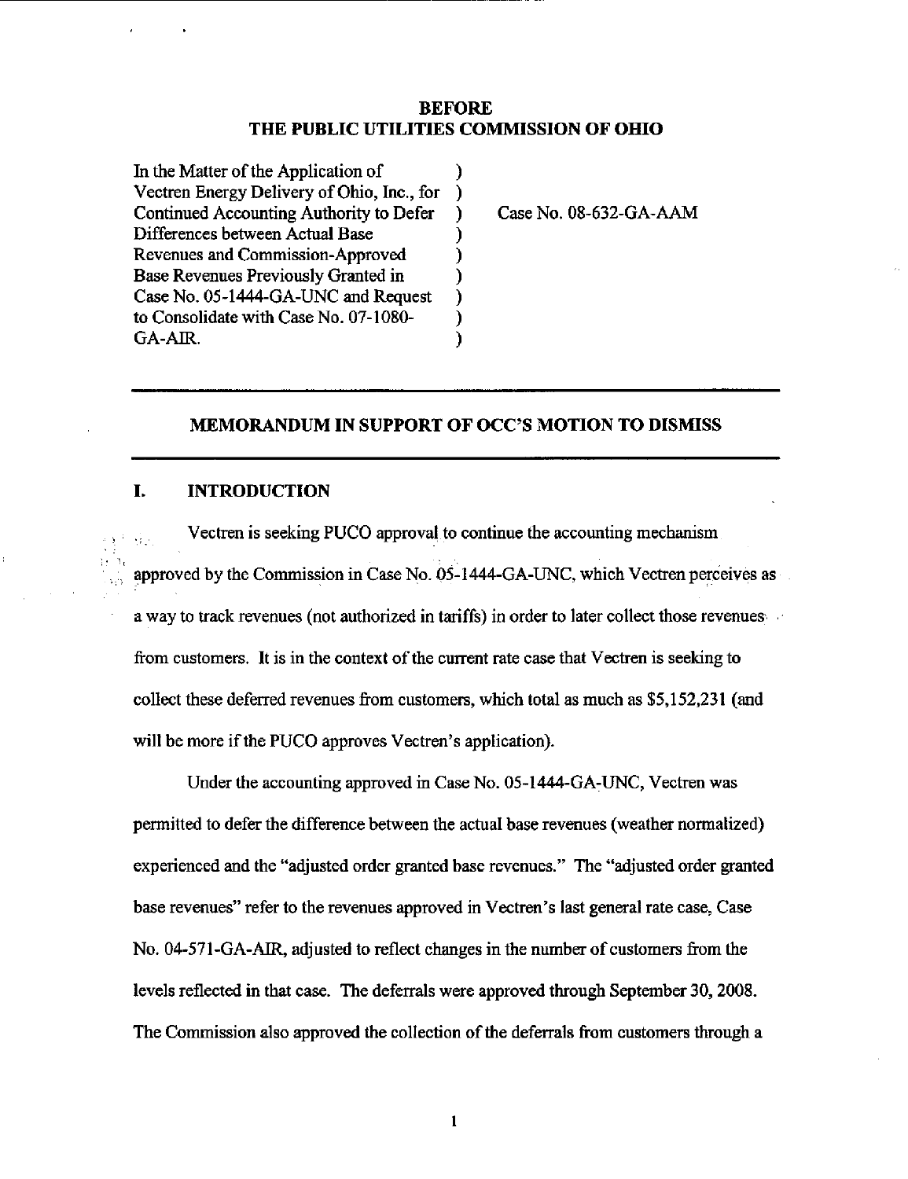**BEFORE**
**THE PUBLIC UTILITIES COMMISSION OF OHIO**

| | | |
|---|---|---|
| In the Matter of the Application of Vectren Energy Delivery of Ohio, Inc., for Continued Accounting Authority to Defer Differences between Actual Base Revenues and Commission-Approved Base Revenues Previously Granted in Case No. 05-1444-GA-UNC and Request to Consolidate with Case No. 07-1080-GA-AIR. | ) | Case No. 08-632-GA-AAM |

## MEMORANDUM IN SUPPORT OF OCC'S MOTION TO DISMISS

### I. INTRODUCTION

Vectren is seeking PUCO approval to continue the accounting mechanism approved by the Commission in Case No. 05-1444-GA-UNC, which Vectren perceives as a way to track revenues (not authorized in tariffs) in order to later collect those revenues from customers. It is in the context of the current rate case that Vectren is seeking to collect these deferred revenues from customers, which total as much as $5,152,231 (and will be more if the PUCO approves Vectren's application).

Under the accounting approved in Case No. 05-1444-GA-UNC, Vectren was permitted to defer the difference between the actual base revenues (weather normalized) experienced and the "adjusted order granted base revenues." The "adjusted order granted base revenues" refer to the revenues approved in Vectren's last general rate case, Case No. 04-571-GA-AIR, adjusted to reflect changes in the number of customers from the levels reflected in that case. The deferrals were approved through September 30, 2008. The Commission also approved the collection of the deferrals from customers through a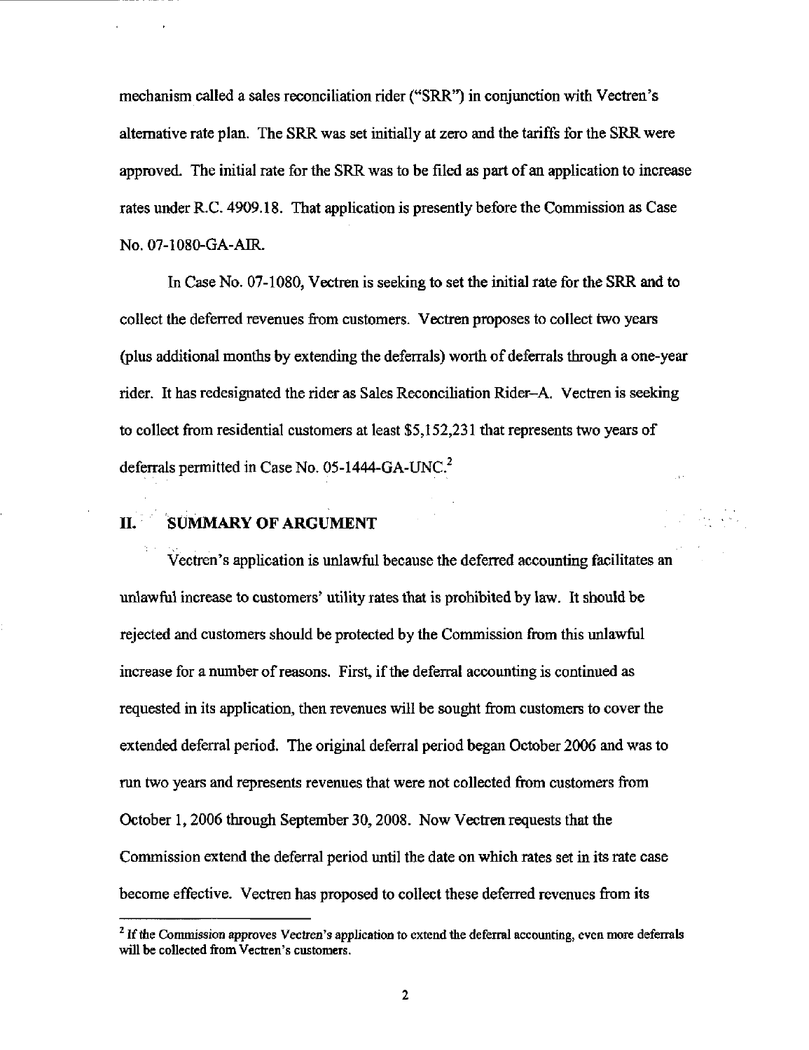mechanism called a sales reconciliation rider ("SRR") in conjunction with Vectren's alternative rate plan. The SRR was set initially at zero and the tariffs for the SRR were approved. The initial rate for the SRR was to be filed as part of an application to increase rates under R.C. 4909.18. That application is presently before the Commission as Case No. 07-1080-GA-AIR.

In Case No. 07-1080, Vectren is seeking to set the initial rate for the SRR and to collect the deferred revenues from customers. Vectren proposes to collect two years (plus additional months by extending the deferrals) worth of deferrals through a one-year rider. It has redesignated the rider as Sales Reconciliation Rider–A. Vectren is seeking to collect from residential customers at least $5,152,231 that represents two years of deferrals permitted in Case No. 05-1444-GA-UNC.[2]

## II. SUMMARY OF ARGUMENT

Vectren's application is unlawful because the deferred accounting facilitates an unlawful increase to customers' utility rates that is prohibited by law. It should be rejected and customers should be protected by the Commission from this unlawful increase for a number of reasons. First, if the deferral accounting is continued as requested in its application, then revenues will be sought from customers to cover the extended deferral period. The original deferral period began October 2006 and was to run two years and represents revenues that were not collected from customers from October 1, 2006 through September 30, 2008. Now Vectren requests that the Commission extend the deferral period until the date on which rates set in its rate case become effective. Vectren has proposed to collect these deferred revenues from its

---

[2] If the Commission approves Vectren's application to extend the deferral accounting, even more deferrals will be collected from Vectren's customers.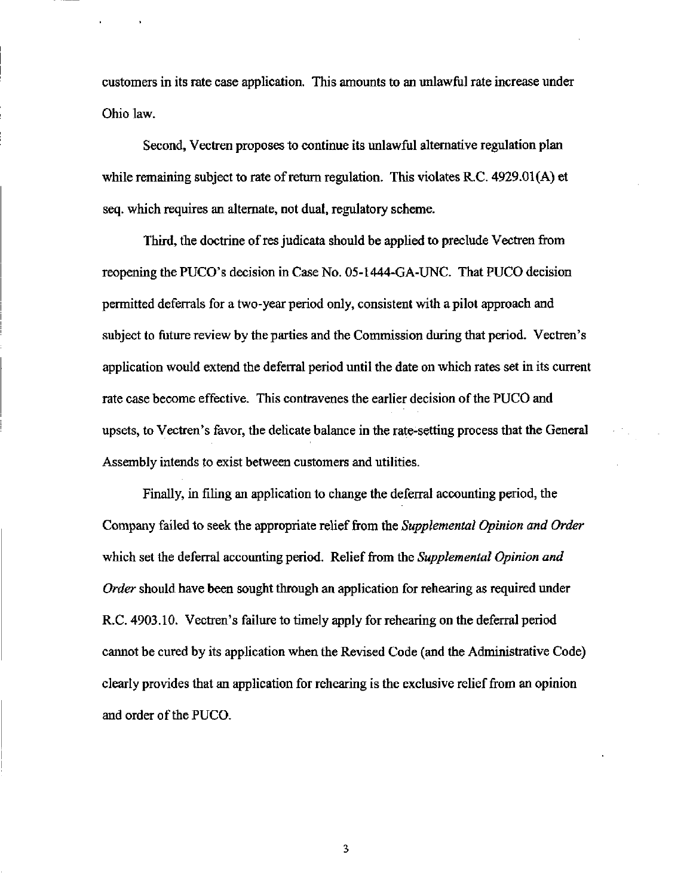customers in its rate case application. This amounts to an unlawful rate increase under Ohio law.

Second, Vectren proposes to continue its unlawful alternative regulation plan while remaining subject to rate of return regulation. This violates R.C. 4929.01(A) et seq. which requires an alternate, not dual, regulatory scheme.

Third, the doctrine of res judicata should be applied to preclude Vectren from reopening the PUCO's decision in Case No. 05-1444-GA-UNC. That PUCO decision permitted deferrals for a two-year period only, consistent with a pilot approach and subject to future review by the parties and the Commission during that period. Vectren's application would extend the deferral period until the date on which rates set in its current rate case become effective. This contravenes the earlier decision of the PUCO and upsets, to Vectren's favor, the delicate balance in the rate-setting process that the General Assembly intends to exist between customers and utilities.

Finally, in filing an application to change the deferral accounting period, the Company failed to seek the appropriate relief from the *Supplemental Opinion and Order* which set the deferral accounting period. Relief from the *Supplemental Opinion and Order* should have been sought through an application for rehearing as required under R.C. 4903.10. Vectren's failure to timely apply for rehearing on the deferral period cannot be cured by its application when the Revised Code (and the Administrative Code) clearly provides that an application for rehearing is the exclusive relief from an opinion and order of the PUCO.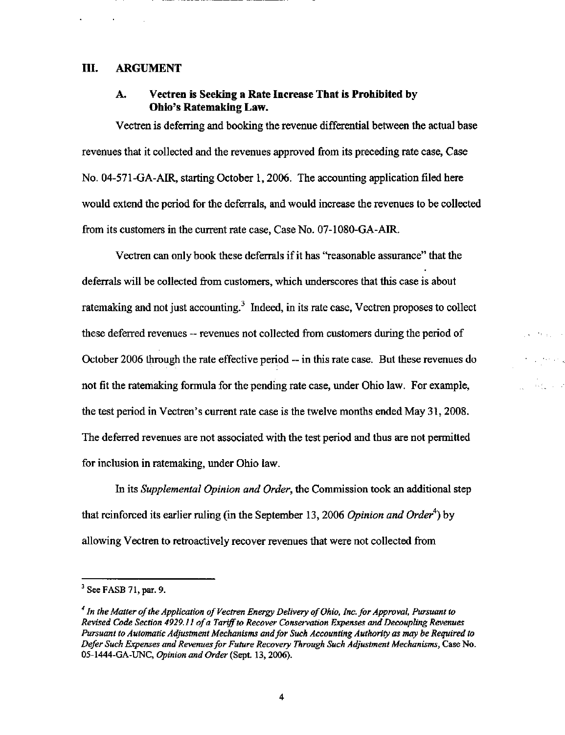## III. ARGUMENT

### A. Vectren is Seeking a Rate Increase That is Prohibited by Ohio's Ratemaking Law.

Vectren is deferring and booking the revenue differential between the actual base revenues that it collected and the revenues approved from its preceding rate case, Case No. 04-571-GA-AIR, starting October 1, 2006. The accounting application filed here would extend the period for the deferrals, and would increase the revenues to be collected from its customers in the current rate case, Case No. 07-1080-GA-AIR.

Vectren can only book these deferrals if it has "reasonable assurance" that the deferrals will be collected from customers, which underscores that this case is about ratemaking and not just accounting.[3] Indeed, in its rate case, Vectren proposes to collect these deferred revenues -- revenues not collected from customers during the period of October 2006 through the rate effective period -- in this rate case. But these revenues do not fit the ratemaking formula for the pending rate case, under Ohio law. For example, the test period in Vectren's current rate case is the twelve months ended May 31, 2008. The deferred revenues are not associated with the test period and thus are not permitted for inclusion in ratemaking, under Ohio law.

In its *Supplemental Opinion and Order*, the Commission took an additional step that reinforced its earlier ruling (in the September 13, 2006 *Opinion and Order*[4]) by allowing Vectren to retroactively recover revenues that were not collected from

---

[3] See FASB 71, par. 9.

[4] *In the Matter of the Application of Vectren Energy Delivery of Ohio, Inc. for Approval, Pursuant to Revised Code Section 4929.11 of a Tariff to Recover Conservation Expenses and Decoupling Revenues Pursuant to Automatic Adjustment Mechanisms and for Such Accounting Authority as may be Required to Defer Such Expenses and Revenues for Future Recovery Through Such Adjustment Mechanisms*, Case No. 05-1444-GA-UNC, *Opinion and Order* (Sept. 13, 2006).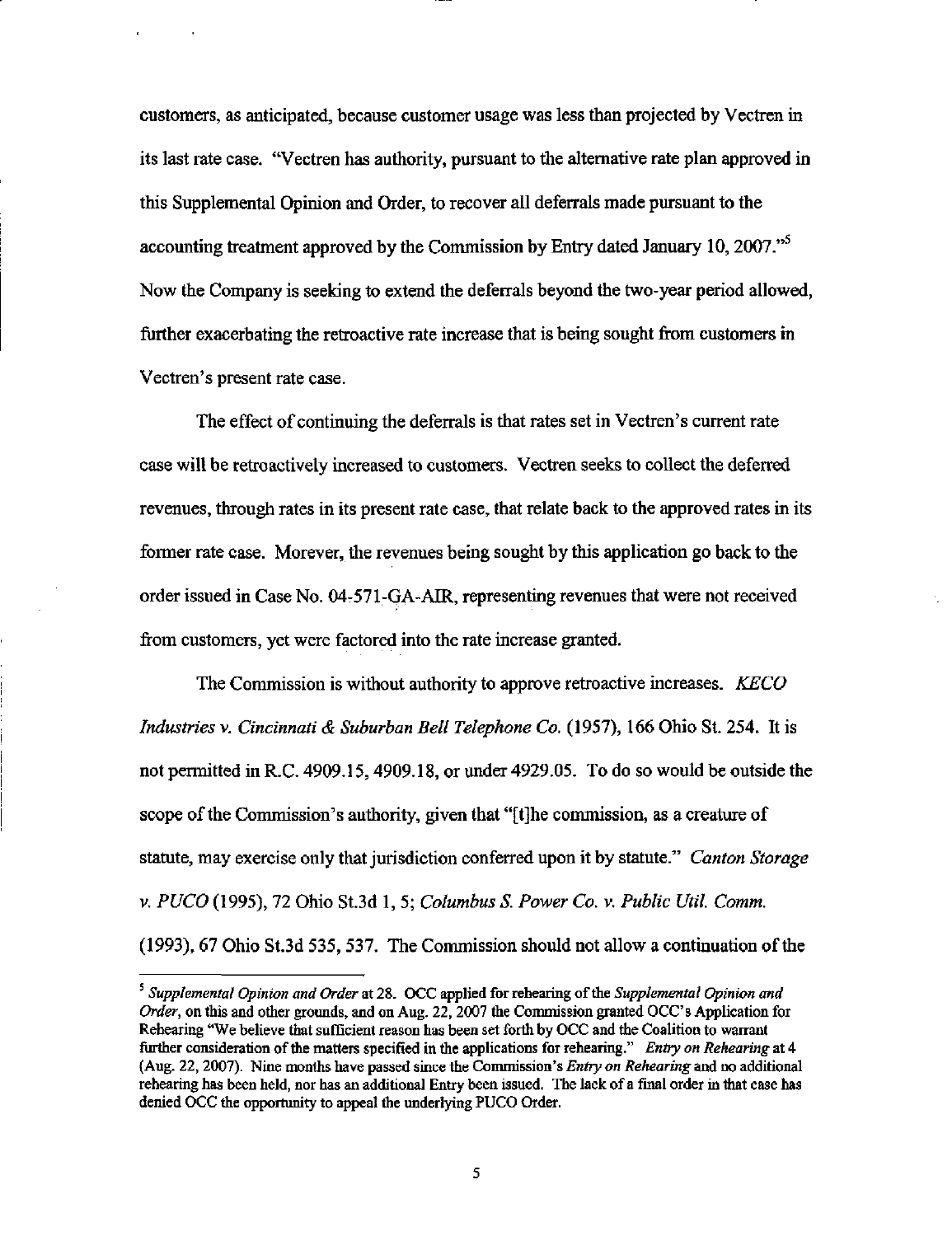customers, as anticipated, because customer usage was less than projected by Vectren in its last rate case. "Vectren has authority, pursuant to the alternative rate plan approved in this Supplemental Opinion and Order, to recover all deferrals made pursuant to the accounting treatment approved by the Commission by Entry dated January 10, 2007."[5] Now the Company is seeking to extend the deferrals beyond the two-year period allowed, further exacerbating the retroactive rate increase that is being sought from customers in Vectren's present rate case.

The effect of continuing the deferrals is that rates set in Vectren's current rate case will be retroactively increased to customers. Vectren seeks to collect the deferred revenues, through rates in its present rate case, that relate back to the approved rates in its former rate case. Morever, the revenues being sought by this application go back to the order issued in Case No. 04-571-GA-AIR, representing revenues that were not received from customers, yet were factored into the rate increase granted.

The Commission is without authority to approve retroactive increases. *KECO Industries v. Cincinnati & Suburban Bell Telephone Co.* (1957), 166 Ohio St. 254. It is not permitted in R.C. 4909.15, 4909.18, or under 4929.05. To do so would be outside the scope of the Commission's authority, given that "[t]he commission, as a creature of statute, may exercise only that jurisdiction conferred upon it by statute." *Canton Storage v. PUCO* (1995), 72 Ohio St.3d 1, 5; *Columbus S. Power Co. v. Public Util. Comm.* (1993), 67 Ohio St.3d 535, 537. The Commission should not allow a continuation of the

---

[5] *Supplemental Opinion and Order* at 28. OCC applied for rehearing of the *Supplemental Opinion and Order*, on this and other grounds, and on Aug. 22, 2007 the Commission granted OCC's Application for Rehearing "We believe that sufficient reason has been set forth by OCC and the Coalition to warrant further consideration of the matters specified in the applications for rehearing." *Entry on Rehearing* at 4 (Aug. 22, 2007). Nine months have passed since the Commission's *Entry on Rehearing* and no additional rehearing has been held, nor has an additional Entry been issued. The lack of a final order in that case has denied OCC the opportunity to appeal the underlying PUCO Order.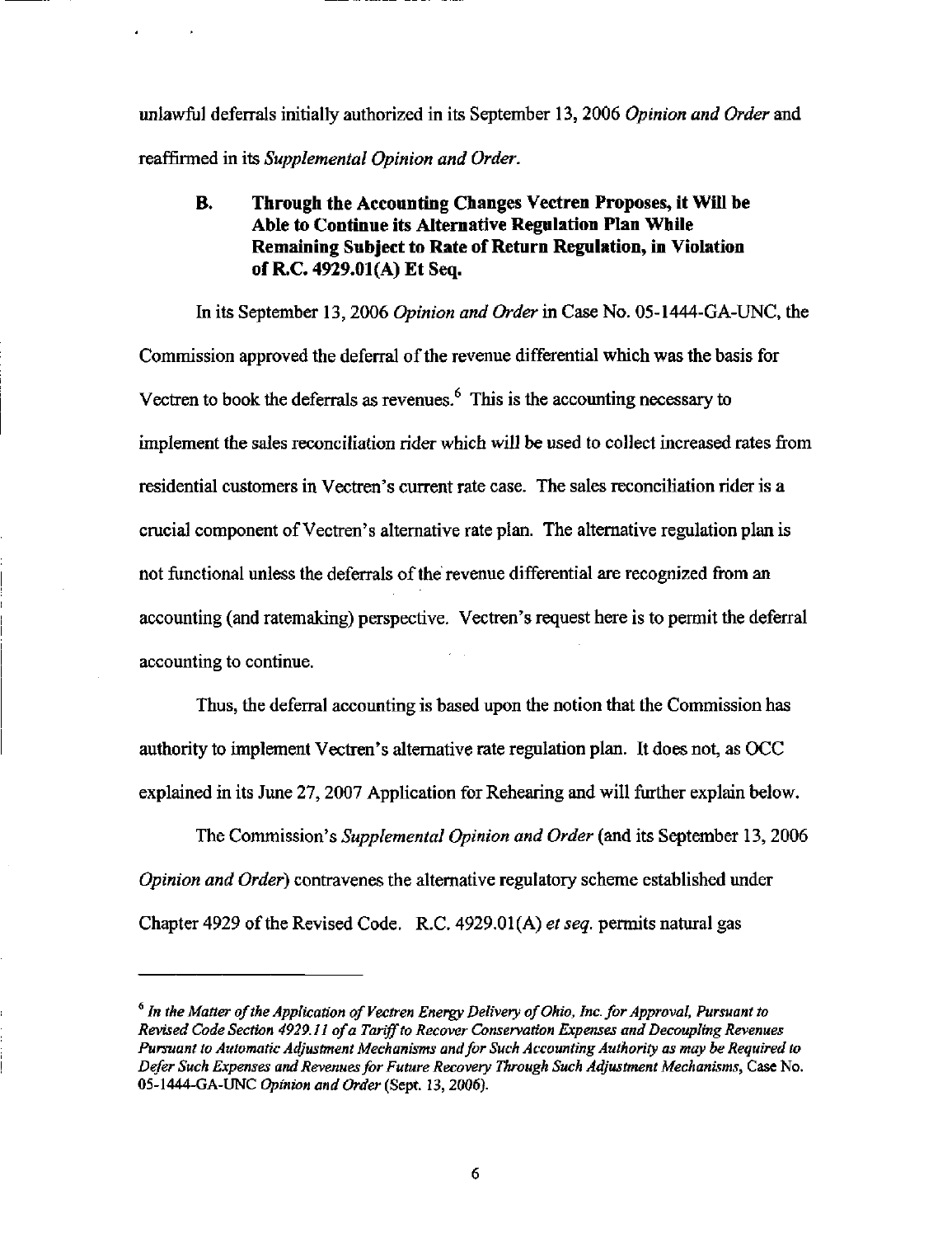unlawful deferrals initially authorized in its September 13, 2006 *Opinion and Order* and reaffirmed in its *Supplemental Opinion and Order*.

### B. Through the Accounting Changes Vectren Proposes, it Will be Able to Continue its Alternative Regulation Plan While Remaining Subject to Rate of Return Regulation, in Violation of R.C. 4929.01(A) Et Seq.

In its September 13, 2006 *Opinion and Order* in Case No. 05-1444-GA-UNC, the Commission approved the deferral of the revenue differential which was the basis for Vectren to book the deferrals as revenues.[6] This is the accounting necessary to implement the sales reconciliation rider which will be used to collect increased rates from residential customers in Vectren's current rate case. The sales reconciliation rider is a crucial component of Vectren's alternative rate plan. The alternative regulation plan is not functional unless the deferrals of the revenue differential are recognized from an accounting (and ratemaking) perspective. Vectren's request here is to permit the deferral accounting to continue.

Thus, the deferral accounting is based upon the notion that the Commission has authority to implement Vectren's alternative rate regulation plan. It does not, as OCC explained in its June 27, 2007 Application for Rehearing and will further explain below.

The Commission's *Supplemental Opinion and Order* (and its September 13, 2006 *Opinion and Order*) contravenes the alternative regulatory scheme established under Chapter 4929 of the Revised Code. R.C. 4929.01(A) *et seq.* permits natural gas

---

[6] *In the Matter of the Application of Vectren Energy Delivery of Ohio, Inc. for Approval, Pursuant to Revised Code Section 4929.11 of a Tariff to Recover Conservation Expenses and Decoupling Revenues Pursuant to Automatic Adjustment Mechanisms and for Such Accounting Authority as may be Required to Defer Such Expenses and Revenues for Future Recovery Through Such Adjustment Mechanisms*, Case No. 05-1444-GA-UNC *Opinion and Order* (Sept. 13, 2006).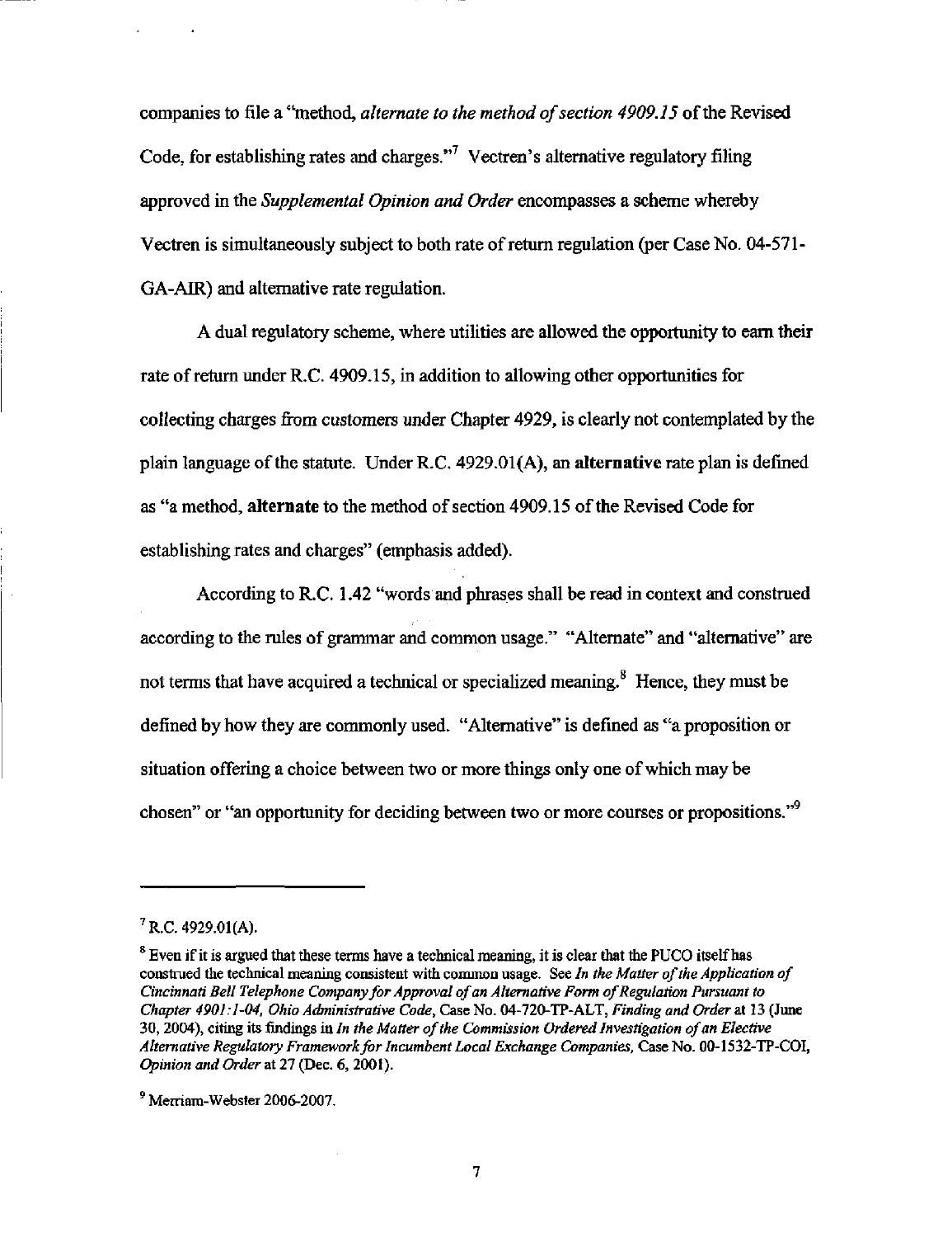companies to file a "method, *alternate to the method of section 4909.15* of the Revised Code, for establishing rates and charges."[7] Vectren's alternative regulatory filing approved in the *Supplemental Opinion and Order* encompasses a scheme whereby Vectren is simultaneously subject to both rate of return regulation (per Case No. 04-571-GA-AIR) and alternative rate regulation.

A dual regulatory scheme, where utilities are allowed the opportunity to earn their rate of return under R.C. 4909.15, in addition to allowing other opportunities for collecting charges from customers under Chapter 4929, is clearly not contemplated by the plain language of the statute. Under R.C. 4929.01(A), an **alternative** rate plan is defined as "a method, **alternate** to the method of section 4909.15 of the Revised Code for establishing rates and charges" (emphasis added).

According to R.C. 1.42 "words and phrases shall be read in context and construed according to the rules of grammar and common usage." "Alternate" and "alternative" are not terms that have acquired a technical or specialized meaning.[8] Hence, they must be defined by how they are commonly used. "Alternative" is defined as "a proposition or situation offering a choice between two or more things only one of which may be chosen" or "an opportunity for deciding between two or more courses or propositions."[9]

---

[7] R.C. 4929.01(A).

[8] Even if it is argued that these terms have a technical meaning, it is clear that the PUCO itself has construed the technical meaning consistent with common usage. See *In the Matter of the Application of Cincinnati Bell Telephone Company for Approval of an Alternative Form of Regulation Pursuant to Chapter 4901:1-04, Ohio Administrative Code*, Case No. 04-720-TP-ALT, *Finding and Order* at 13 (June 30, 2004), citing its findings in *In the Matter of the Commission Ordered Investigation of an Elective Alternative Regulatory Framework for Incumbent Local Exchange Companies*, Case No. 00-1532-TP-COI, *Opinion and Order* at 27 (Dec. 6, 2001).

[9] Merriam-Webster 2006-2007.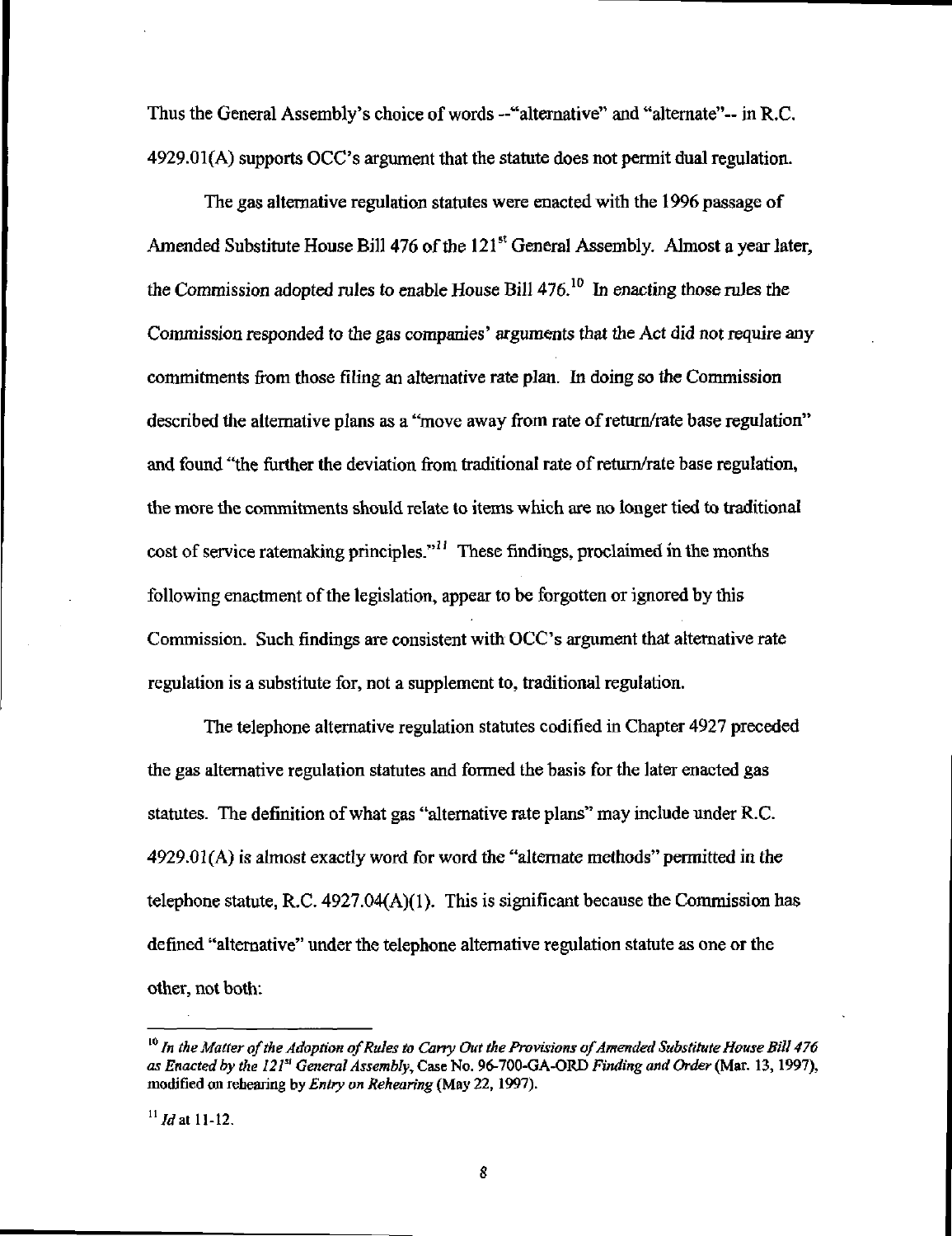Thus the General Assembly's choice of words --"alternative" and "alternate"-- in R.C. 4929.01(A) supports OCC's argument that the statute does not permit dual regulation.

The gas alternative regulation statutes were enacted with the 1996 passage of Amended Substitute House Bill 476 of the 121st General Assembly. Almost a year later, the Commission adopted rules to enable House Bill 476.[10] In enacting those rules the Commission responded to the gas companies' arguments that the Act did not require any commitments from those filing an alternative rate plan. In doing so the Commission described the alternative plans as a "move away from rate of return/rate base regulation" and found "the further the deviation from traditional rate of return/rate base regulation, the more the commitments should relate to items which are no longer tied to traditional cost of service ratemaking principles."[11] These findings, proclaimed in the months following enactment of the legislation, appear to be forgotten or ignored by this Commission. Such findings are consistent with OCC's argument that alternative rate regulation is a substitute for, not a supplement to, traditional regulation.

The telephone alternative regulation statutes codified in Chapter 4927 preceded the gas alternative regulation statutes and formed the basis for the later enacted gas statutes. The definition of what gas "alternative rate plans" may include under R.C. 4929.01(A) is almost exactly word for word the "alternate methods" permitted in the telephone statute, R.C. 4927.04(A)(1). This is significant because the Commission has defined "alternative" under the telephone alternative regulation statute as one or the other, not both:

---

[10] *In the Matter of the Adoption of Rules to Carry Out the Provisions of Amended Substitute House Bill 476 as Enacted by the 121st General Assembly*, Case No. 96-700-GA-ORD *Finding and Order* (Mar. 13, 1997), modified on rehearing by *Entry on Rehearing* (May 22, 1997).

[11] *Id* at 11-12.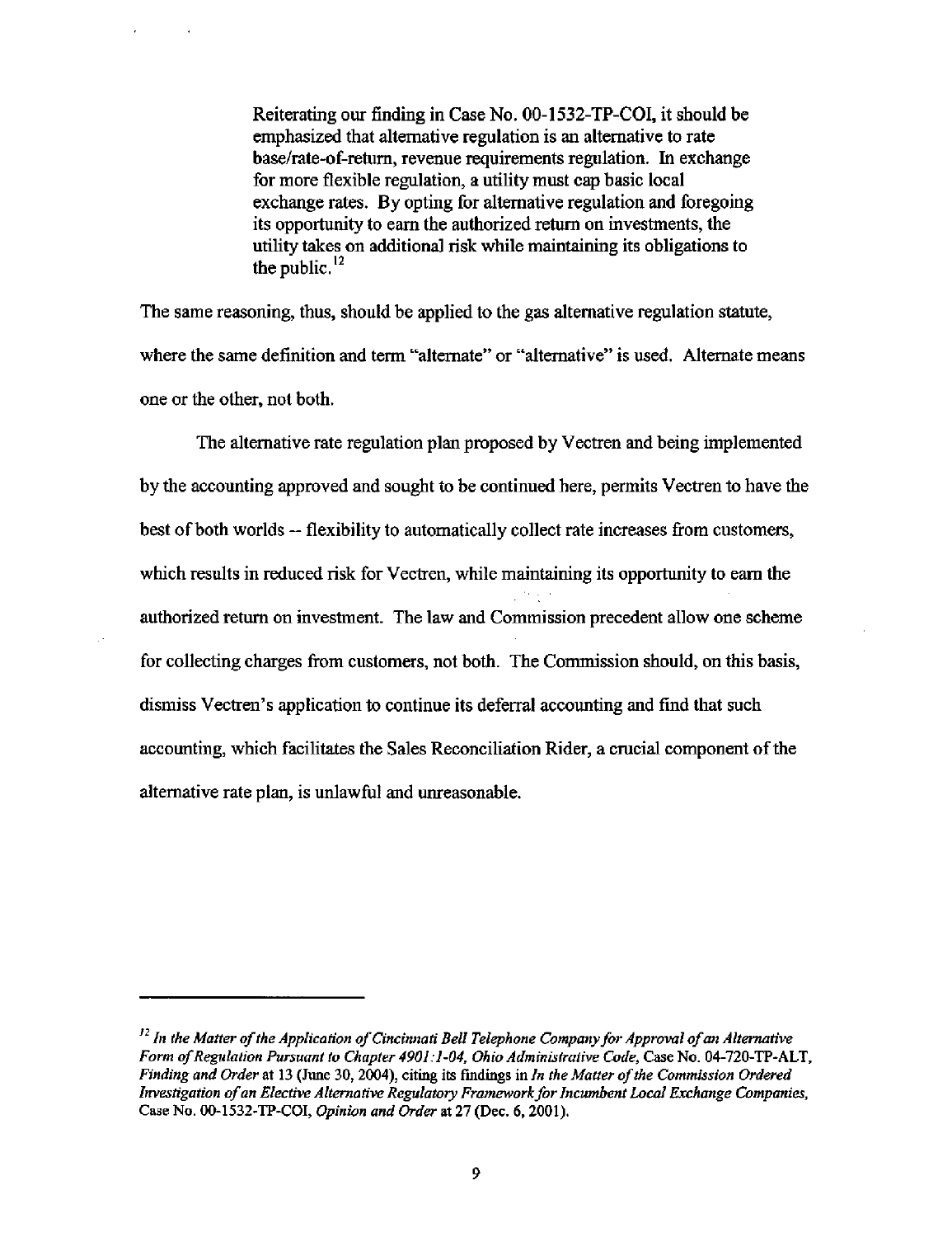> Reiterating our finding in Case No. 00-1532-TP-COI, it should be emphasized that alternative regulation is an alternative to rate base/rate-of-return, revenue requirements regulation. In exchange for more flexible regulation, a utility must cap basic local exchange rates. By opting for alternative regulation and foregoing its opportunity to earn the authorized return on investments, the utility takes on additional risk while maintaining its obligations to the public.[12]

The same reasoning, thus, should be applied to the gas alternative regulation statute, where the same definition and term "alternate" or "alternative" is used. Alternate means one or the other, not both.

The alternative rate regulation plan proposed by Vectren and being implemented by the accounting approved and sought to be continued here, permits Vectren to have the best of both worlds -- flexibility to automatically collect rate increases from customers, which results in reduced risk for Vectren, while maintaining its opportunity to earn the authorized return on investment. The law and Commission precedent allow one scheme for collecting charges from customers, not both. The Commission should, on this basis, dismiss Vectren's application to continue its deferral accounting and find that such accounting, which facilitates the Sales Reconciliation Rider, a crucial component of the alternative rate plan, is unlawful and unreasonable.

---

[12] *In the Matter of the Application of Cincinnati Bell Telephone Company for Approval of an Alternative Form of Regulation Pursuant to Chapter 4901:1-04, Ohio Administrative Code*, Case No. 04-720-TP-ALT, *Finding and Order* at 13 (June 30, 2004), citing its findings in *In the Matter of the Commission Ordered Investigation of an Elective Alternative Regulatory Framework for Incumbent Local Exchange Companies*, Case No. 00-1532-TP-COI, *Opinion and Order* at 27 (Dec. 6, 2001).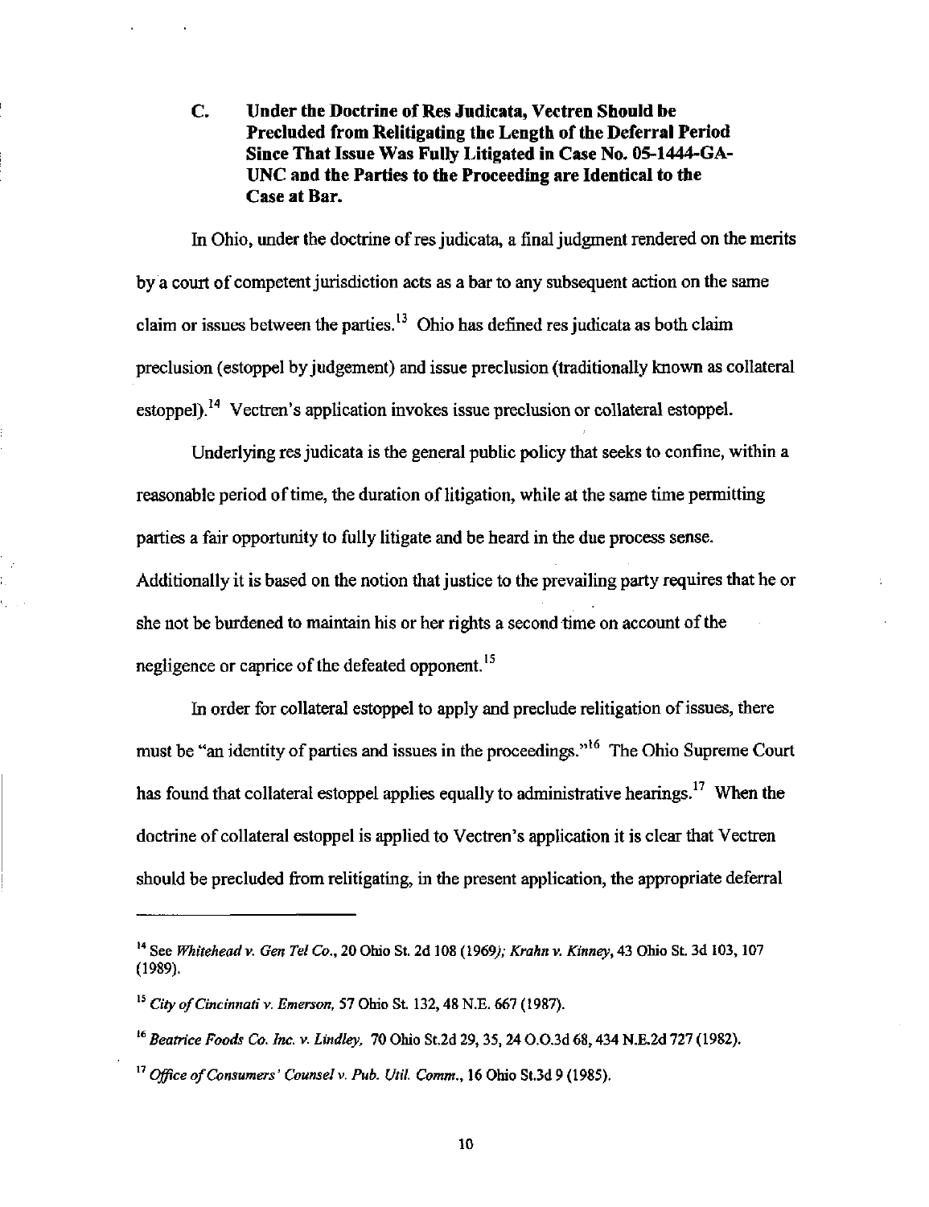### C. Under the Doctrine of Res Judicata, Vectren Should be Precluded from Relitigating the Length of the Deferral Period Since That Issue Was Fully Litigated in Case No. 05-1444-GA-UNC and the Parties to the Proceeding are Identical to the Case at Bar.

In Ohio, under the doctrine of res judicata, a final judgment rendered on the merits by a court of competent jurisdiction acts as a bar to any subsequent action on the same claim or issues between the parties.[13] Ohio has defined res judicata as both claim preclusion (estoppel by judgement) and issue preclusion (traditionally known as collateral estoppel).[14] Vectren's application invokes issue preclusion or collateral estoppel.

Underlying res judicata is the general public policy that seeks to confine, within a reasonable period of time, the duration of litigation, while at the same time permitting parties a fair opportunity to fully litigate and be heard in the due process sense. Additionally it is based on the notion that justice to the prevailing party requires that he or she not be burdened to maintain his or her rights a second time on account of the negligence or caprice of the defeated opponent.[15]

In order for collateral estoppel to apply and preclude relitigation of issues, there must be "an identity of parties and issues in the proceedings."[16] The Ohio Supreme Court has found that collateral estoppel applies equally to administrative hearings.[17] When the doctrine of collateral estoppel is applied to Vectren's application it is clear that Vectren should be precluded from relitigating, in the present application, the appropriate deferral

---

[14] See *Whitehead v. Gen Tel Co.*, 20 Ohio St. 2d 108 (1969); *Krahn v. Kinney*, 43 Ohio St. 3d 103, 107 (1989).

[15] *City of Cincinnati v. Emerson*, 57 Ohio St. 132, 48 N.E. 667 (1987).

[16] *Beatrice Foods Co. Inc. v. Lindley*, 70 Ohio St.2d 29, 35, 24 O.O.3d 68, 434 N.E.2d 727 (1982).

[17] *Office of Consumers' Counsel v. Pub. Util. Comm.*, 16 Ohio St.3d 9 (1985).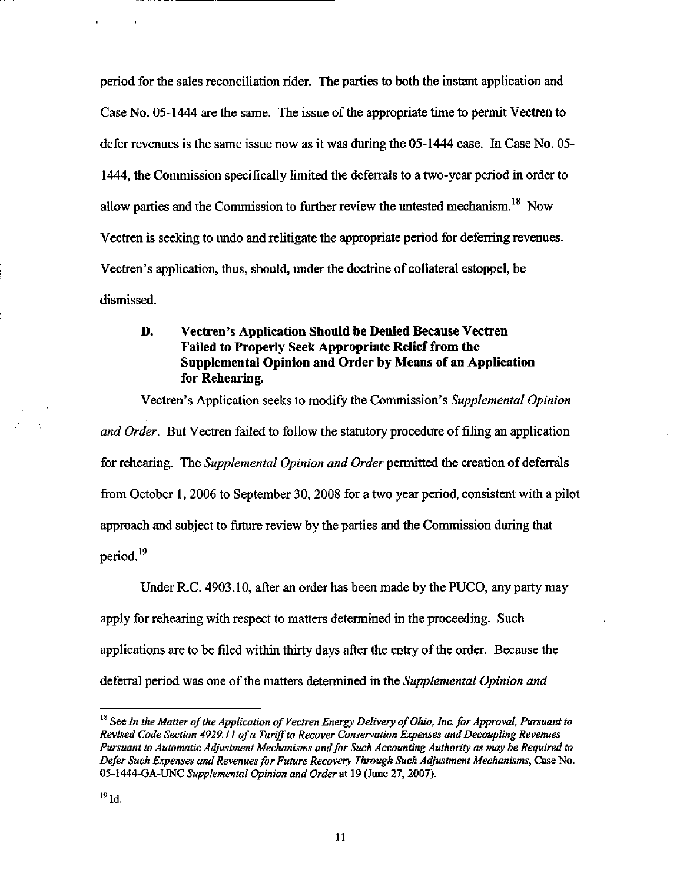period for the sales reconciliation rider. The parties to both the instant application and Case No. 05-1444 are the same. The issue of the appropriate time to permit Vectren to defer revenues is the same issue now as it was during the 05-1444 case. In Case No. 05-1444, the Commission specifically limited the deferrals to a two-year period in order to allow parties and the Commission to further review the untested mechanism.[18] Now Vectren is seeking to undo and relitigate the appropriate period for deferring revenues. Vectren's application, thus, should, under the doctrine of collateral estoppel, be dismissed.

### D. Vectren's Application Should be Denied Because Vectren Failed to Properly Seek Appropriate Relief from the Supplemental Opinion and Order by Means of an Application for Rehearing.

Vectren's Application seeks to modify the Commission's *Supplemental Opinion and Order*. But Vectren failed to follow the statutory procedure of filing an application for rehearing. The *Supplemental Opinion and Order* permitted the creation of deferrals from October 1, 2006 to September 30, 2008 for a two year period, consistent with a pilot approach and subject to future review by the parties and the Commission during that period.[19]

Under R.C. 4903.10, after an order has been made by the PUCO, any party may apply for rehearing with respect to matters determined in the proceeding. Such applications are to be filed within thirty days after the entry of the order. Because the deferral period was one of the matters determined in the *Supplemental Opinion and*

---

[18] See *In the Matter of the Application of Vectren Energy Delivery of Ohio, Inc. for Approval, Pursuant to Revised Code Section 4929.11 of a Tariff to Recover Conservation Expenses and Decoupling Revenues Pursuant to Automatic Adjustment Mechanisms and for Such Accounting Authority as may be Required to Defer Such Expenses and Revenues for Future Recovery Through Such Adjustment Mechanisms*, Case No. 05-1444-GA-UNC *Supplemental Opinion and Order* at 19 (June 27, 2007).

[19] Id.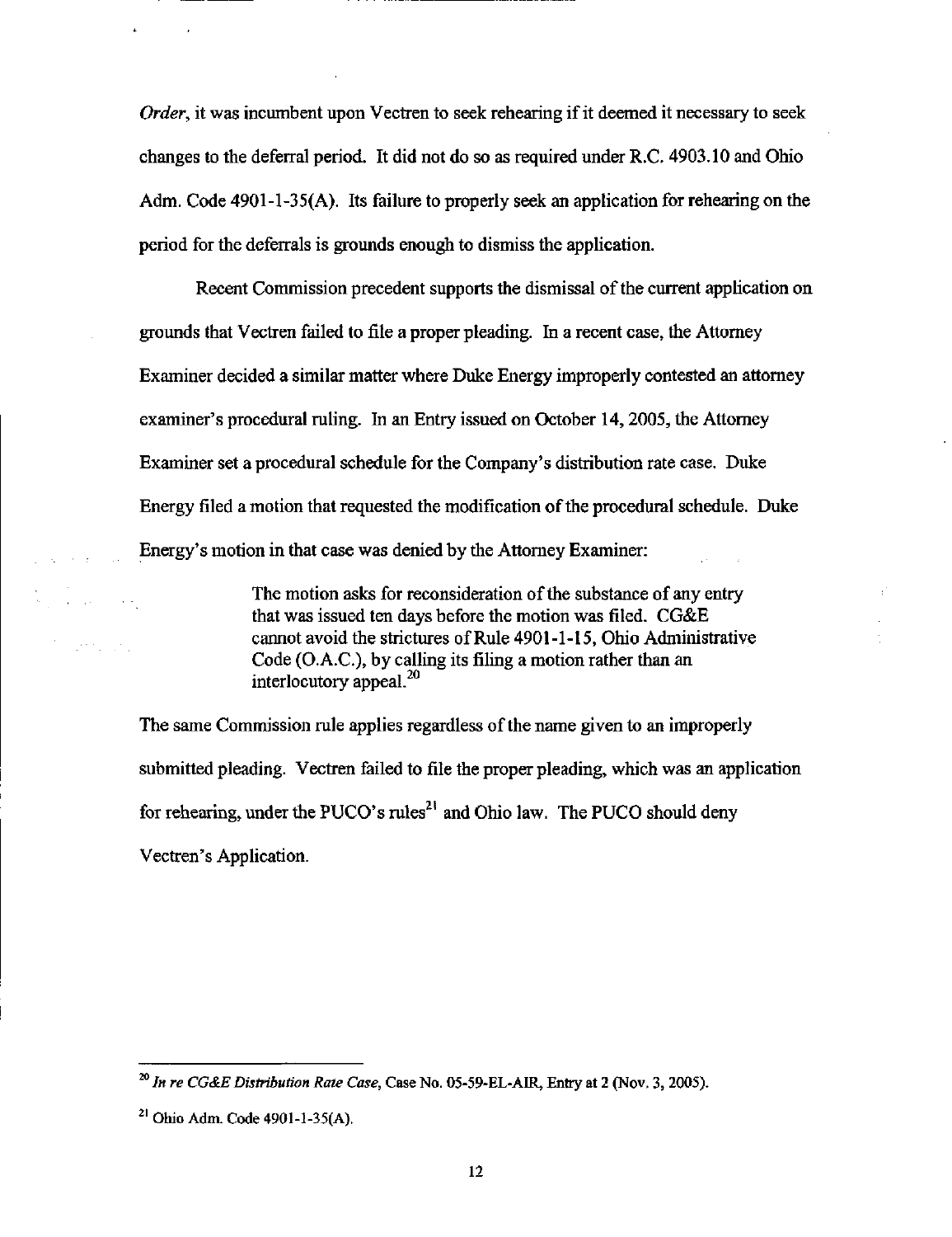*Order*, it was incumbent upon Vectren to seek rehearing if it deemed it necessary to seek changes to the deferral period. It did not do so as required under R.C. 4903.10 and Ohio Adm. Code 4901-1-35(A). Its failure to properly seek an application for rehearing on the period for the deferrals is grounds enough to dismiss the application.

Recent Commission precedent supports the dismissal of the current application on grounds that Vectren failed to file a proper pleading. In a recent case, the Attorney Examiner decided a similar matter where Duke Energy improperly contested an attorney examiner's procedural ruling. In an Entry issued on October 14, 2005, the Attorney Examiner set a procedural schedule for the Company's distribution rate case. Duke Energy filed a motion that requested the modification of the procedural schedule. Duke Energy's motion in that case was denied by the Attorney Examiner:

> The motion asks for reconsideration of the substance of any entry that was issued ten days before the motion was filed. CG&E cannot avoid the strictures of Rule 4901-1-15, Ohio Administrative Code (O.A.C.), by calling its filing a motion rather than an interlocutory appeal.[20]

The same Commission rule applies regardless of the name given to an improperly submitted pleading. Vectren failed to file the proper pleading, which was an application for rehearing, under the PUCO's rules[21] and Ohio law. The PUCO should deny Vectren's Application.

---

[20] *In re CG&E Distribution Rate Case*, Case No. 05-59-EL-AIR, Entry at 2 (Nov. 3, 2005).

[21] Ohio Adm. Code 4901-1-35(A).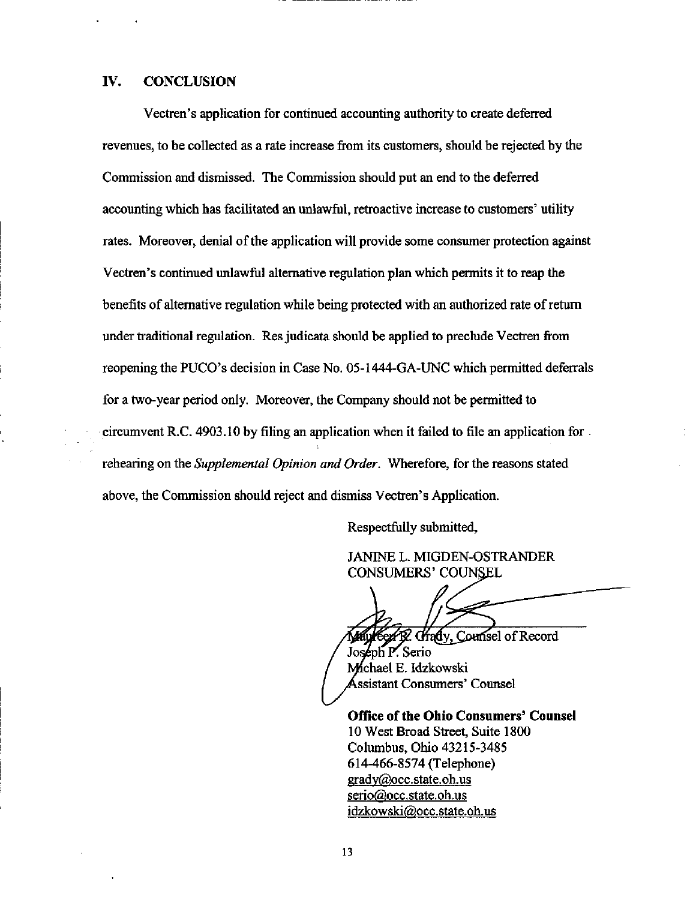## IV. CONCLUSION

Vectren's application for continued accounting authority to create deferred revenues, to be collected as a rate increase from its customers, should be rejected by the Commission and dismissed. The Commission should put an end to the deferred accounting which has facilitated an unlawful, retroactive increase to customers' utility rates. Moreover, denial of the application will provide some consumer protection against Vectren's continued unlawful alternative regulation plan which permits it to reap the benefits of alternative regulation while being protected with an authorized rate of return under traditional regulation. Res judicata should be applied to preclude Vectren from reopening the PUCO's decision in Case No. 05-1444-GA-UNC which permitted deferrals for a two-year period only. Moreover, the Company should not be permitted to circumvent R.C. 4903.10 by filing an application when it failed to file an application for rehearing on the *Supplemental Opinion and Order*. Wherefore, for the reasons stated above, the Commission should reject and dismiss Vectren's Application.

Respectfully submitted,

JANINE L. MIGDEN-OSTRANDER
CONSUMERS' COUNSEL

Maureen R. Grady, Counsel of Record
Joseph P. Serio
Michael E. Idzkowski
Assistant Consumers' Counsel

**Office of the Ohio Consumers' Counsel**
10 West Broad Street, Suite 1800
Columbus, Ohio 43215-3485
614-466-8574 (Telephone)
grady@occ.state.oh.us
serio@occ.state.oh.us
idzkowski@occ.state.oh.us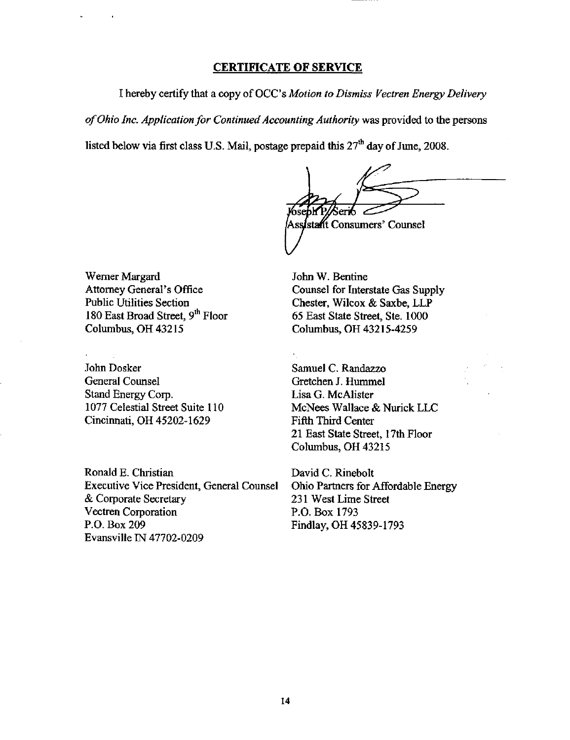## CERTIFICATE OF SERVICE

I hereby certify that a copy of OCC's *Motion to Dismiss Vectren Energy Delivery of Ohio Inc. Application for Continued Accounting Authority* was provided to the persons listed below via first class U.S. Mail, postage prepaid this 27th day of June, 2008.

Joseph P. Serio
Assistant Consumers' Counsel

Werner Margard
Attorney General's Office
Public Utilities Section
180 East Broad Street, 9th Floor
Columbus, OH 43215

John W. Bentine
Counsel for Interstate Gas Supply
Chester, Wilcox & Saxbe, LLP
65 East State Street, Ste. 1000
Columbus, OH 43215-4259

John Dosker
General Counsel
Stand Energy Corp.
1077 Celestial Street Suite 110
Cincinnati, OH 45202-1629

Samuel C. Randazzo
Gretchen J. Hummel
Lisa G. McAlister
McNees Wallace & Nurick LLC
Fifth Third Center
21 East State Street, 17th Floor
Columbus, OH 43215

Ronald E. Christian
Executive Vice President, General Counsel & Corporate Secretary
Vectren Corporation
P.O. Box 209
Evansville IN 47702-0209

David C. Rinebolt
Ohio Partners for Affordable Energy
231 West Lime Street
P.O. Box 1793
Findlay, OH 45839-1793